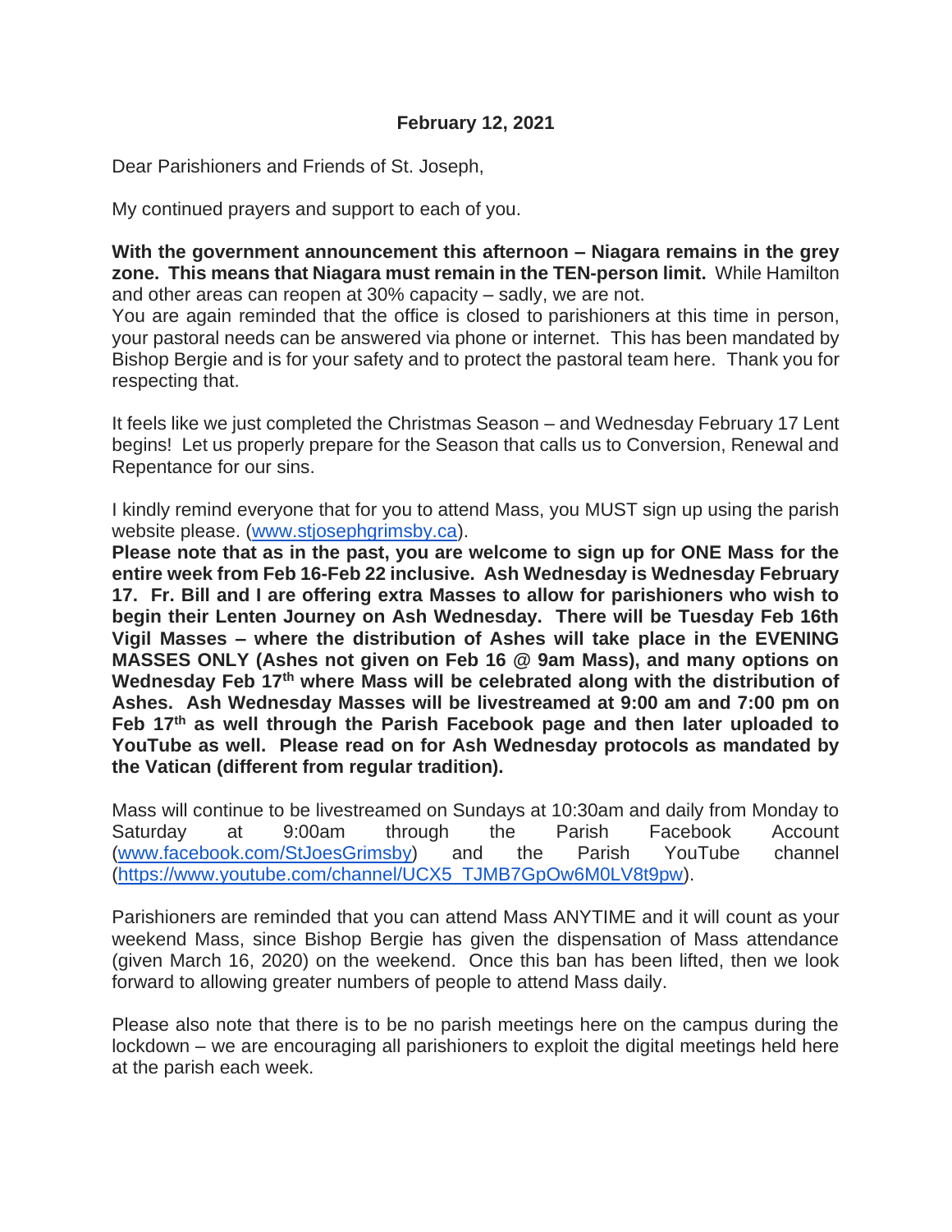**February 12, 2021**

Dear Parishioners and Friends of St. Joseph,

My continued prayers and support to each of you.

**With the government announcement this afternoon – Niagara remains in the grey zone. This means that Niagara must remain in the TEN-person limit.** While Hamilton and other areas can reopen at 30% capacity – sadly, we are not.
You are again reminded that the office is closed to parishioners at this time in person, your pastoral needs can be answered via phone or internet. This has been mandated by Bishop Bergie and is for your safety and to protect the pastoral team here. Thank you for respecting that.

It feels like we just completed the Christmas Season – and Wednesday February 17 Lent begins! Let us properly prepare for the Season that calls us to Conversion, Renewal and Repentance for our sins.

I kindly remind everyone that for you to attend Mass, you MUST sign up using the parish website please. (www.stjosephgrimsby.ca).
**Please note that as in the past, you are welcome to sign up for ONE Mass for the entire week from Feb 16-Feb 22 inclusive. Ash Wednesday is Wednesday February 17. Fr. Bill and I are offering extra Masses to allow for parishioners who wish to begin their Lenten Journey on Ash Wednesday. There will be Tuesday Feb 16th Vigil Masses – where the distribution of Ashes will take place in the EVENING MASSES ONLY (Ashes not given on Feb 16 @ 9am Mass), and many options on Wednesday Feb 17th where Mass will be celebrated along with the distribution of Ashes. Ash Wednesday Masses will be livestreamed at 9:00 am and 7:00 pm on Feb 17th as well through the Parish Facebook page and then later uploaded to YouTube as well. Please read on for Ash Wednesday protocols as mandated by the Vatican (different from regular tradition).**

Mass will continue to be livestreamed on Sundays at 10:30am and daily from Monday to Saturday at 9:00am through the Parish Facebook Account (www.facebook.com/StJoesGrimsby) and the Parish YouTube channel (https://www.youtube.com/channel/UCX5_TJMB7GpOw6M0LV8t9pw).

Parishioners are reminded that you can attend Mass ANYTIME and it will count as your weekend Mass, since Bishop Bergie has given the dispensation of Mass attendance (given March 16, 2020) on the weekend. Once this ban has been lifted, then we look forward to allowing greater numbers of people to attend Mass daily.

Please also note that there is to be no parish meetings here on the campus during the lockdown – we are encouraging all parishioners to exploit the digital meetings held here at the parish each week.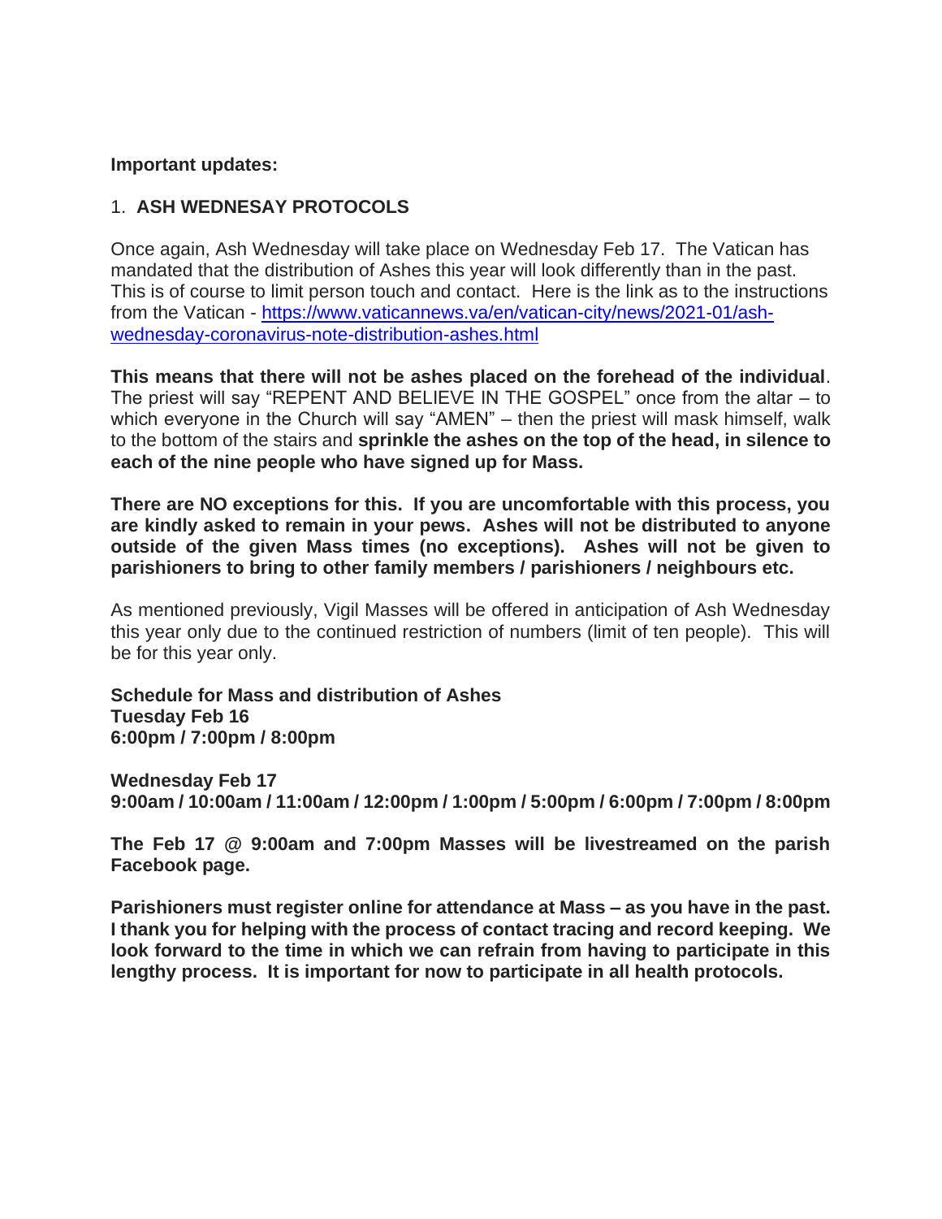**Important updates:**

1. **ASH WEDNESAY PROTOCOLS**

Once again, Ash Wednesday will take place on Wednesday Feb 17. The Vatican has mandated that the distribution of Ashes this year will look differently than in the past. This is of course to limit person touch and contact. Here is the link as to the instructions from the Vatican - [https://www.vaticannews.va/en/vatican-city/news/2021-01/ash-wednesday-coronavirus-note-distribution-ashes.html](https://www.vaticannews.va/en/vatican-city/news/2021-01/ash-wednesday-coronavirus-note-distribution-ashes.html)

**This means that there will not be ashes placed on the forehead of the individual**. The priest will say "REPENT AND BELIEVE IN THE GOSPEL" once from the altar – to which everyone in the Church will say "AMEN" – then the priest will mask himself, walk to the bottom of the stairs and **sprinkle the ashes on the top of the head, in silence to each of the nine people who have signed up for Mass.**

**There are NO exceptions for this. If you are uncomfortable with this process, you are kindly asked to remain in your pews. Ashes will not be distributed to anyone outside of the given Mass times (no exceptions). Ashes will not be given to parishioners to bring to other family members / parishioners / neighbours etc.**

As mentioned previously, Vigil Masses will be offered in anticipation of Ash Wednesday this year only due to the continued restriction of numbers (limit of ten people). This will be for this year only.

**Schedule for Mass and distribution of Ashes**
**Tuesday Feb 16**
**6:00pm / 7:00pm / 8:00pm**

**Wednesday Feb 17**
**9:00am / 10:00am / 11:00am / 12:00pm / 1:00pm / 5:00pm / 6:00pm / 7:00pm / 8:00pm**

**The Feb 17 @ 9:00am and 7:00pm Masses will be livestreamed on the parish Facebook page.**

**Parishioners must register online for attendance at Mass – as you have in the past. I thank you for helping with the process of contact tracing and record keeping. We look forward to the time in which we can refrain from having to participate in this lengthy process. It is important for now to participate in all health protocols.**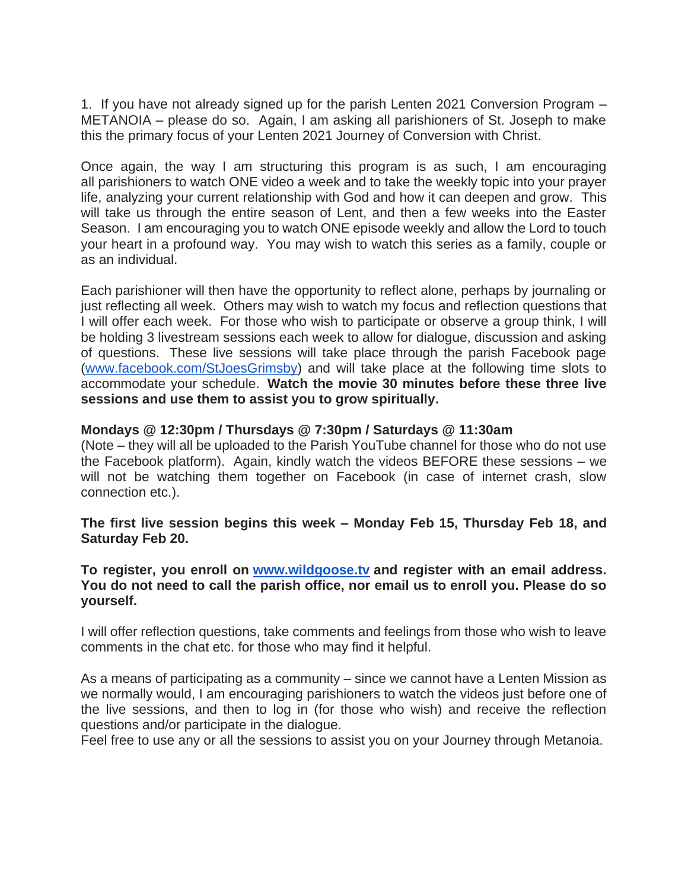1. If you have not already signed up for the parish Lenten 2021 Conversion Program – METANOIA – please do so. Again, I am asking all parishioners of St. Joseph to make this the primary focus of your Lenten 2021 Journey of Conversion with Christ.

Once again, the way I am structuring this program is as such, I am encouraging all parishioners to watch ONE video a week and to take the weekly topic into your prayer life, analyzing your current relationship with God and how it can deepen and grow. This will take us through the entire season of Lent, and then a few weeks into the Easter Season. I am encouraging you to watch ONE episode weekly and allow the Lord to touch your heart in a profound way. You may wish to watch this series as a family, couple or as an individual.

Each parishioner will then have the opportunity to reflect alone, perhaps by journaling or just reflecting all week. Others may wish to watch my focus and reflection questions that I will offer each week. For those who wish to participate or observe a group think, I will be holding 3 livestream sessions each week to allow for dialogue, discussion and asking of questions. These live sessions will take place through the parish Facebook page ([www.facebook.com/StJoesGrimsby](www.facebook.com/StJoesGrimsby)) and will take place at the following time slots to accommodate your schedule. **Watch the movie 30 minutes before these three live sessions and use them to assist you to grow spiritually.**

**Mondays @ 12:30pm / Thursdays @ 7:30pm / Saturdays @ 11:30am**
(Note – they will all be uploaded to the Parish YouTube channel for those who do not use the Facebook platform). Again, kindly watch the videos BEFORE these sessions – we will not be watching them together on Facebook (in case of internet crash, slow connection etc.).

**The first live session begins this week – Monday Feb 15, Thursday Feb 18, and Saturday Feb 20.**

**To register, you enroll on [www.wildgoose.tv](www.wildgoose.tv) and register with an email address. You do not need to call the parish office, nor email us to enroll you. Please do so yourself.**

I will offer reflection questions, take comments and feelings from those who wish to leave comments in the chat etc. for those who may find it helpful.

As a means of participating as a community – since we cannot have a Lenten Mission as we normally would, I am encouraging parishioners to watch the videos just before one of the live sessions, and then to log in (for those who wish) and receive the reflection questions and/or participate in the dialogue.
Feel free to use any or all the sessions to assist you on your Journey through Metanoia.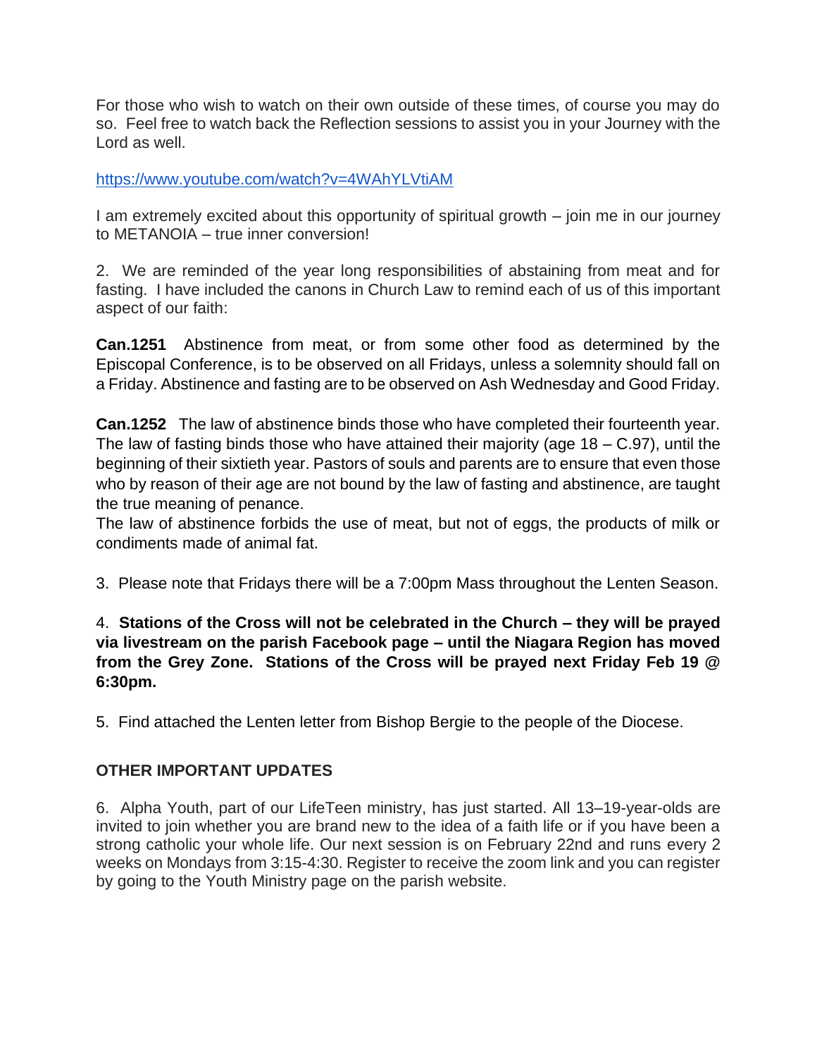For those who wish to watch on their own outside of these times, of course you may do so. Feel free to watch back the Reflection sessions to assist you in your Journey with the Lord as well.

https://www.youtube.com/watch?v=4WAhYLVtiAM

I am extremely excited about this opportunity of spiritual growth – join me in our journey to METANOIA – true inner conversion!

2. We are reminded of the year long responsibilities of abstaining from meat and for fasting. I have included the canons in Church Law to remind each of us of this important aspect of our faith:

**Can.1251** Abstinence from meat, or from some other food as determined by the Episcopal Conference, is to be observed on all Fridays, unless a solemnity should fall on a Friday. Abstinence and fasting are to be observed on Ash Wednesday and Good Friday.

**Can.1252** The law of abstinence binds those who have completed their fourteenth year. The law of fasting binds those who have attained their majority (age 18 – C.97), until the beginning of their sixtieth year. Pastors of souls and parents are to ensure that even those who by reason of their age are not bound by the law of fasting and abstinence, are taught the true meaning of penance.
The law of abstinence forbids the use of meat, but not of eggs, the products of milk or condiments made of animal fat.

3. Please note that Fridays there will be a 7:00pm Mass throughout the Lenten Season.

4. **Stations of the Cross will not be celebrated in the Church – they will be prayed via livestream on the parish Facebook page – until the Niagara Region has moved from the Grey Zone. Stations of the Cross will be prayed next Friday Feb 19 @ 6:30pm.**

5. Find attached the Lenten letter from Bishop Bergie to the people of the Diocese.

**OTHER IMPORTANT UPDATES**

6. Alpha Youth, part of our LifeTeen ministry, has just started. All 13–19-year-olds are invited to join whether you are brand new to the idea of a faith life or if you have been a strong catholic your whole life. Our next session is on February 22nd and runs every 2 weeks on Mondays from 3:15-4:30. Register to receive the zoom link and you can register by going to the Youth Ministry page on the parish website.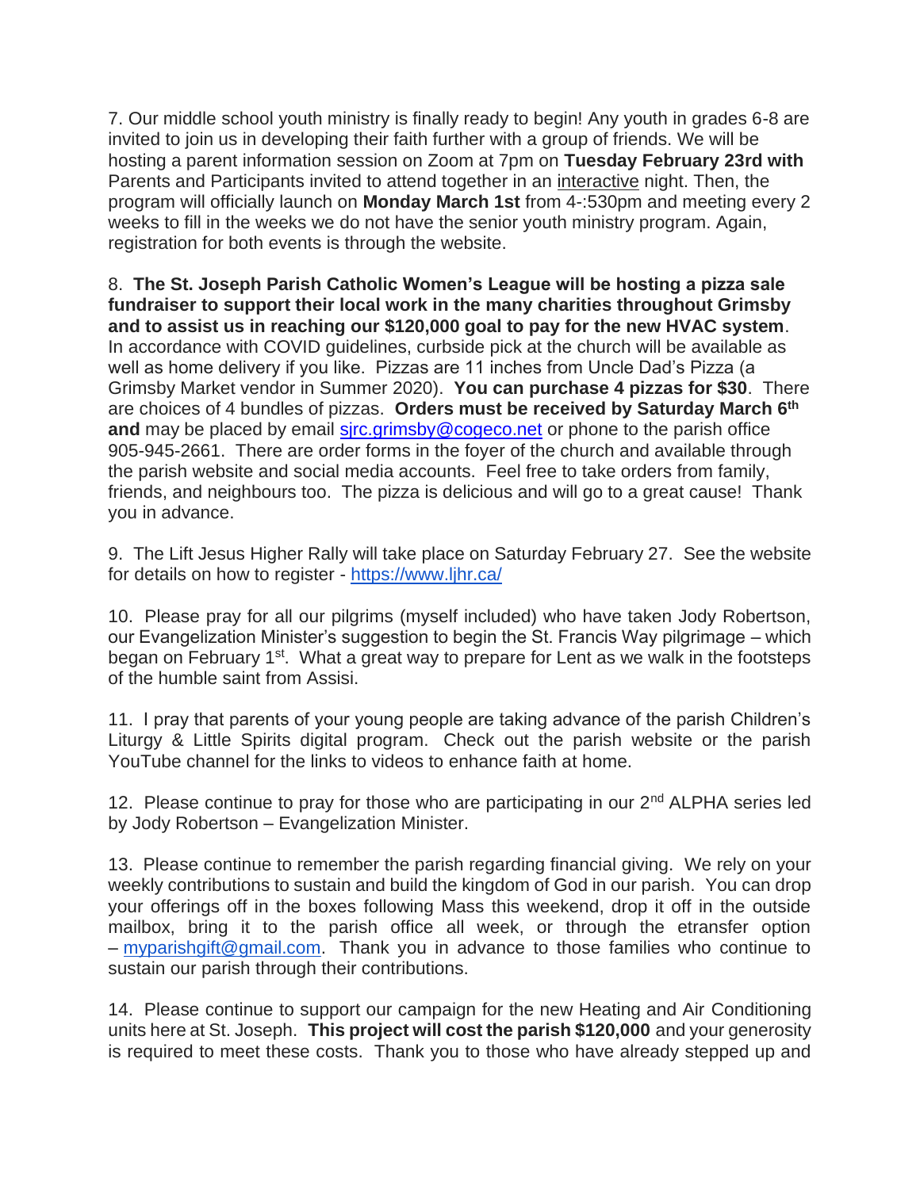7. Our middle school youth ministry is finally ready to begin! Any youth in grades 6-8 are invited to join us in developing their faith further with a group of friends. We will be hosting a parent information session on Zoom at 7pm on **Tuesday February 23rd with** Parents and Participants invited to attend together in an interactive night. Then, the program will officially launch on **Monday March 1st** from 4-:530pm and meeting every 2 weeks to fill in the weeks we do not have the senior youth ministry program. Again, registration for both events is through the website.

8. **The St. Joseph Parish Catholic Women's League will be hosting a pizza sale fundraiser to support their local work in the many charities throughout Grimsby and to assist us in reaching our $120,000 goal to pay for the new HVAC system**. In accordance with COVID guidelines, curbside pick at the church will be available as well as home delivery if you like. Pizzas are 11 inches from Uncle Dad's Pizza (a Grimsby Market vendor in Summer 2020). **You can purchase 4 pizzas for $30**. There are choices of 4 bundles of pizzas. **Orders must be received by Saturday March 6th and** may be placed by email sjrc.grimsby@cogeco.net or phone to the parish office 905-945-2661. There are order forms in the foyer of the church and available through the parish website and social media accounts. Feel free to take orders from family, friends, and neighbours too. The pizza is delicious and will go to a great cause! Thank you in advance.

9. The Lift Jesus Higher Rally will take place on Saturday February 27. See the website for details on how to register - https://www.ljhr.ca/

10. Please pray for all our pilgrims (myself included) who have taken Jody Robertson, our Evangelization Minister's suggestion to begin the St. Francis Way pilgrimage – which began on February 1st. What a great way to prepare for Lent as we walk in the footsteps of the humble saint from Assisi.

11. I pray that parents of your young people are taking advance of the parish Children's Liturgy & Little Spirits digital program. Check out the parish website or the parish YouTube channel for the links to videos to enhance faith at home.

12. Please continue to pray for those who are participating in our 2nd ALPHA series led by Jody Robertson – Evangelization Minister.

13. Please continue to remember the parish regarding financial giving. We rely on your weekly contributions to sustain and build the kingdom of God in our parish. You can drop your offerings off in the boxes following Mass this weekend, drop it off in the outside mailbox, bring it to the parish office all week, or through the etransfer option – myparishgift@gmail.com. Thank you in advance to those families who continue to sustain our parish through their contributions.

14. Please continue to support our campaign for the new Heating and Air Conditioning units here at St. Joseph. **This project will cost the parish $120,000** and your generosity is required to meet these costs. Thank you to those who have already stepped up and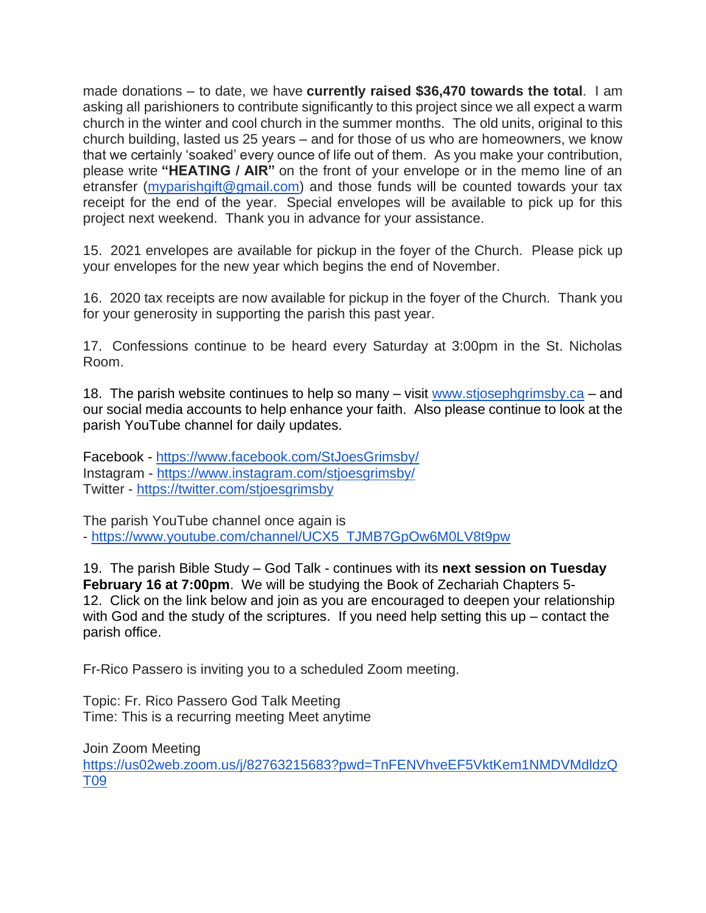made donations – to date, we have **currently raised $36,470 towards the total**. I am asking all parishioners to contribute significantly to this project since we all expect a warm church in the winter and cool church in the summer months. The old units, original to this church building, lasted us 25 years – and for those of us who are homeowners, we know that we certainly 'soaked' every ounce of life out of them. As you make your contribution, please write **"HEATING / AIR"** on the front of your envelope or in the memo line of an etransfer (myparishgift@gmail.com) and those funds will be counted towards your tax receipt for the end of the year. Special envelopes will be available to pick up for this project next weekend. Thank you in advance for your assistance.

15. 2021 envelopes are available for pickup in the foyer of the Church. Please pick up your envelopes for the new year which begins the end of November.

16. 2020 tax receipts are now available for pickup in the foyer of the Church. Thank you for your generosity in supporting the parish this past year.

17. Confessions continue to be heard every Saturday at 3:00pm in the St. Nicholas Room.

18. The parish website continues to help so many – visit www.stjosephgrimsby.ca – and our social media accounts to help enhance your faith. Also please continue to look at the parish YouTube channel for daily updates.

Facebook - https://www.facebook.com/StJoesGrimsby/
Instagram - https://www.instagram.com/stjoesgrimsby/
Twitter - https://twitter.com/stjoesgrimsby

The parish YouTube channel once again is
- https://www.youtube.com/channel/UCX5_TJMB7GpOw6M0LV8t9pw

19. The parish Bible Study – God Talk - continues with its **next session on Tuesday February 16 at 7:00pm**. We will be studying the Book of Zechariah Chapters 5-12. Click on the link below and join as you are encouraged to deepen your relationship with God and the study of the scriptures. If you need help setting this up – contact the parish office.

Fr-Rico Passero is inviting you to a scheduled Zoom meeting.

Topic: Fr. Rico Passero God Talk Meeting
Time: This is a recurring meeting Meet anytime

Join Zoom Meeting
https://us02web.zoom.us/j/82763215683?pwd=TnFENVhveEF5VktKem1NMDVMdldzQT09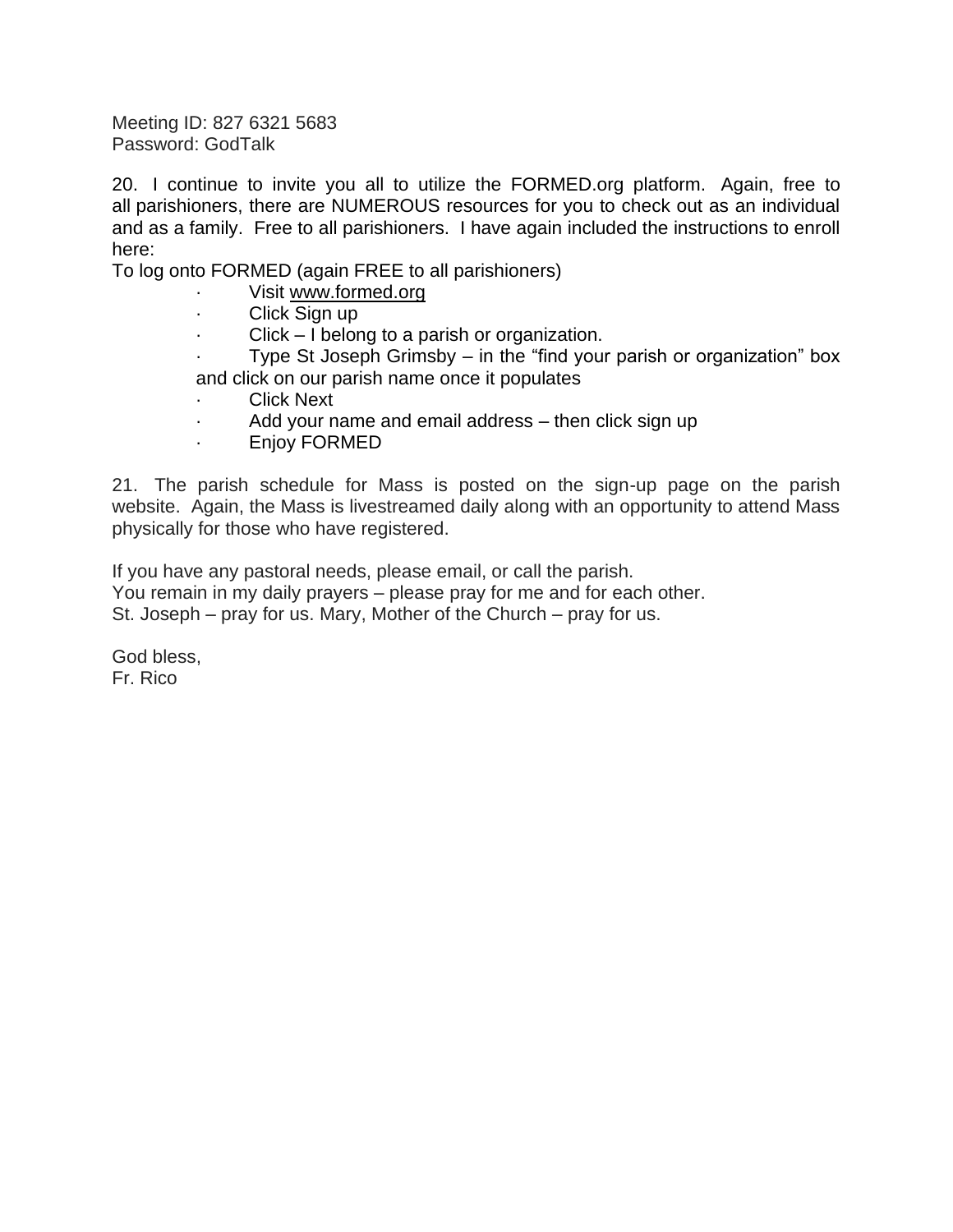Meeting ID: 827 6321 5683
Password: GodTalk

20. I continue to invite you all to utilize the FORMED.org platform. Again, free to all parishioners, there are NUMEROUS resources for you to check out as an individual and as a family. Free to all parishioners. I have again included the instructions to enroll here:

To log onto FORMED (again FREE to all parishioners)

- Visit www.formed.org
- Click Sign up
- Click – I belong to a parish or organization.
- Type St Joseph Grimsby – in the "find your parish or organization" box and click on our parish name once it populates
- Click Next
- Add your name and email address – then click sign up
- Enjoy FORMED

21. The parish schedule for Mass is posted on the sign-up page on the parish website. Again, the Mass is livestreamed daily along with an opportunity to attend Mass physically for those who have registered.

If you have any pastoral needs, please email, or call the parish.
You remain in my daily prayers – please pray for me and for each other.
St. Joseph – pray for us. Mary, Mother of the Church – pray for us.

God bless,
Fr. Rico